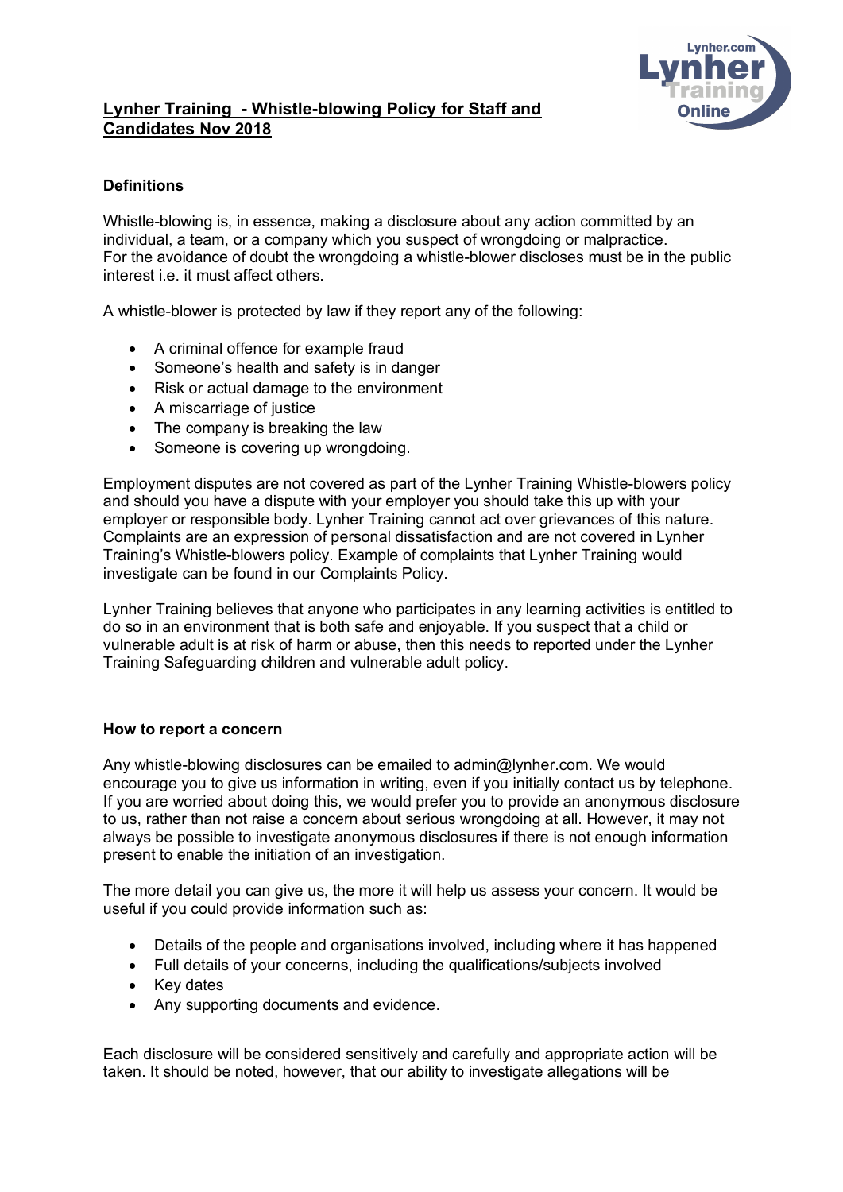# Lynher Training - Whistle-blowing Policy for Staff and Candidates Nov 2018

## Definitions

Whistle-blowing is, in essence, making a disclosure about any action committed by an individual, a team, or a company which you suspect of wrongdoing or malpractice. For the avoidance of doubt the wrongdoing a whistle-blower discloses must be in the public interest i.e. it must affect others.

A whistle-blower is protected by law if they report any of the following:

- A criminal offence for example fraud
- Someone's health and safety is in danger
- Risk or actual damage to the environment
- A miscarriage of justice
- The company is breaking the law
- Someone is covering up wrongdoing.

Employment disputes are not covered as part of the Lynher Training Whistle-blowers policy and should you have a dispute with your employer you should take this up with your employer or responsible body. Lynher Training cannot act over grievances of this nature. Complaints are an expression of personal dissatisfaction and are not covered in Lynher Training's Whistle-blowers policy. Example of complaints that Lynher Training would investigate can be found in our Complaints Policy.

Lynher Training believes that anyone who participates in any learning activities is entitled to do so in an environment that is both safe and enjoyable. If you suspect that a child or vulnerable adult is at risk of harm or abuse, then this needs to reported under the Lynher Training Safeguarding children and vulnerable adult policy.

## How to report a concern

Any whistle-blowing disclosures can be emailed to admin@lynher.com. We would encourage you to give us information in writing, even if you initially contact us by telephone. If you are worried about doing this, we would prefer you to provide an anonymous disclosure to us, rather than not raise a concern about serious wrongdoing at all. However, it may not always be possible to investigate anonymous disclosures if there is not enough information present to enable the initiation of an investigation.

The more detail you can give us, the more it will help us assess your concern. It would be useful if you could provide information such as:

- Details of the people and organisations involved, including where it has happened
- Full details of your concerns, including the qualifications/subjects involved
- Key dates
- Any supporting documents and evidence.

Each disclosure will be considered sensitively and carefully and appropriate action will be taken. It should be noted, however, that our ability to investigate allegations will be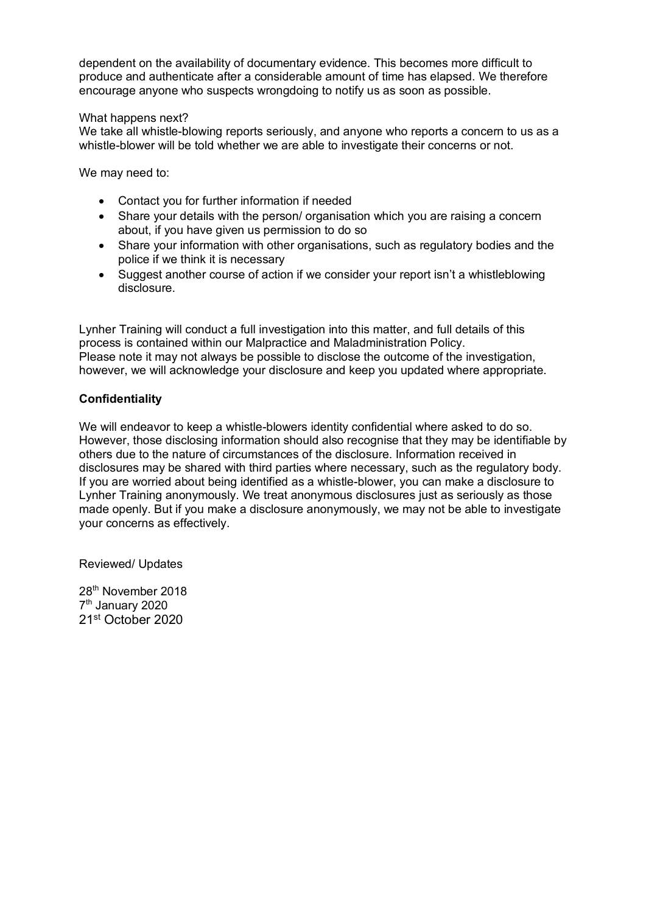dependent on the availability of documentary evidence. This becomes more difficult to produce and authenticate after a considerable amount of time has elapsed. We therefore encourage anyone who suspects wrongdoing to notify us as soon as possible.

What happens next?
We take all whistle-blowing reports seriously, and anyone who reports a concern to us as a whistle-blower will be told whether we are able to investigate their concerns or not.

We may need to:

- Contact you for further information if needed
- Share your details with the person/ organisation which you are raising a concern about, if you have given us permission to do so
- Share your information with other organisations, such as regulatory bodies and the police if we think it is necessary
- Suggest another course of action if we consider your report isn't a whistleblowing disclosure.

Lynher Training will conduct a full investigation into this matter, and full details of this process is contained within our Malpractice and Maladministration Policy.
Please note it may not always be possible to disclose the outcome of the investigation, however, we will acknowledge your disclosure and keep you updated where appropriate.

**Confidentiality**

We will endeavor to keep a whistle-blowers identity confidential where asked to do so. However, those disclosing information should also recognise that they may be identifiable by others due to the nature of circumstances of the disclosure. Information received in disclosures may be shared with third parties where necessary, such as the regulatory body. If you are worried about being identified as a whistle-blower, you can make a disclosure to Lynher Training anonymously. We treat anonymous disclosures just as seriously as those made openly. But if you make a disclosure anonymously, we may not be able to investigate your concerns as effectively.

Reviewed/ Updates

28th November 2018
7th January 2020
21st October 2020